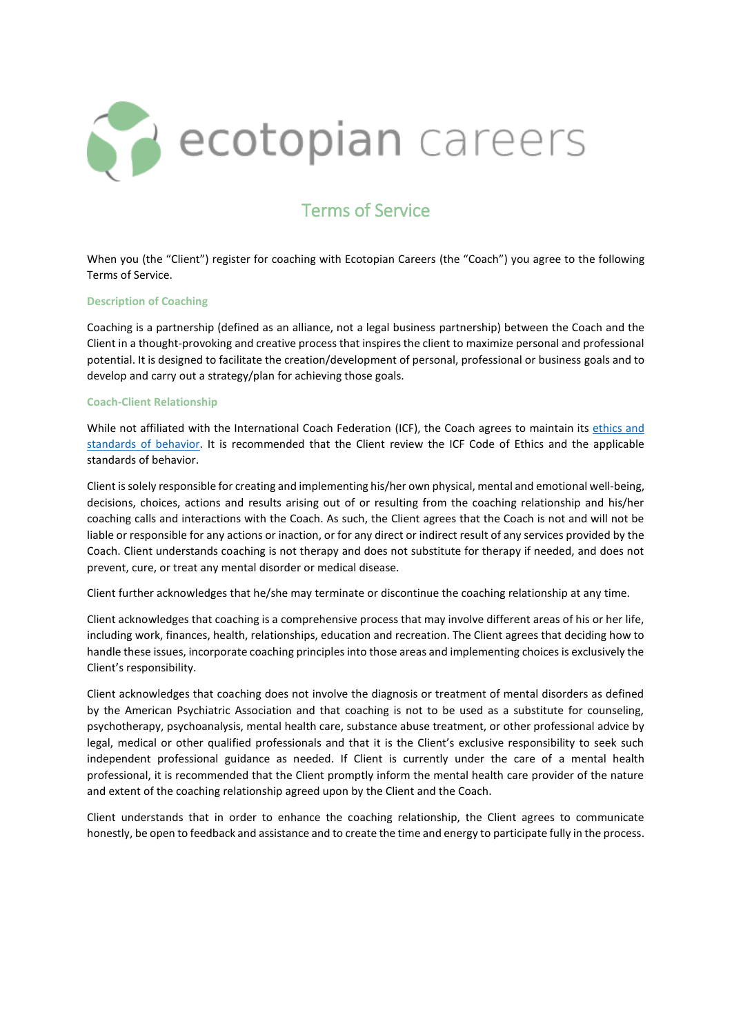# ecotopian careers

## Terms of Service

When you (the "Client") register for coaching with Ecotopian Careers (the "Coach") you agree to the following Terms of Service.

### Description of Coaching

Coaching is a partnership (defined as an alliance, not a legal business partnership) between the Coach and the Client in a thought-provoking and creative process that inspires the client to maximize personal and professional potential. It is designed to facilitate the creation/development of personal, professional or business goals and to develop and carry out a strategy/plan for achieving those goals.

### Coach-Client Relationship

While not affiliated with the International Coach Federation (ICF), the Coach agrees to maintain its [ethics and standards of behavior](). It is recommended that the Client review the ICF Code of Ethics and the applicable standards of behavior.

Client is solely responsible for creating and implementing his/her own physical, mental and emotional well-being, decisions, choices, actions and results arising out of or resulting from the coaching relationship and his/her coaching calls and interactions with the Coach. As such, the Client agrees that the Coach is not and will not be liable or responsible for any actions or inaction, or for any direct or indirect result of any services provided by the Coach. Client understands coaching is not therapy and does not substitute for therapy if needed, and does not prevent, cure, or treat any mental disorder or medical disease.

Client further acknowledges that he/she may terminate or discontinue the coaching relationship at any time.

Client acknowledges that coaching is a comprehensive process that may involve different areas of his or her life, including work, finances, health, relationships, education and recreation. The Client agrees that deciding how to handle these issues, incorporate coaching principles into those areas and implementing choices is exclusively the Client's responsibility.

Client acknowledges that coaching does not involve the diagnosis or treatment of mental disorders as defined by the American Psychiatric Association and that coaching is not to be used as a substitute for counseling, psychotherapy, psychoanalysis, mental health care, substance abuse treatment, or other professional advice by legal, medical or other qualified professionals and that it is the Client's exclusive responsibility to seek such independent professional guidance as needed. If Client is currently under the care of a mental health professional, it is recommended that the Client promptly inform the mental health care provider of the nature and extent of the coaching relationship agreed upon by the Client and the Coach.

Client understands that in order to enhance the coaching relationship, the Client agrees to communicate honestly, be open to feedback and assistance and to create the time and energy to participate fully in the process.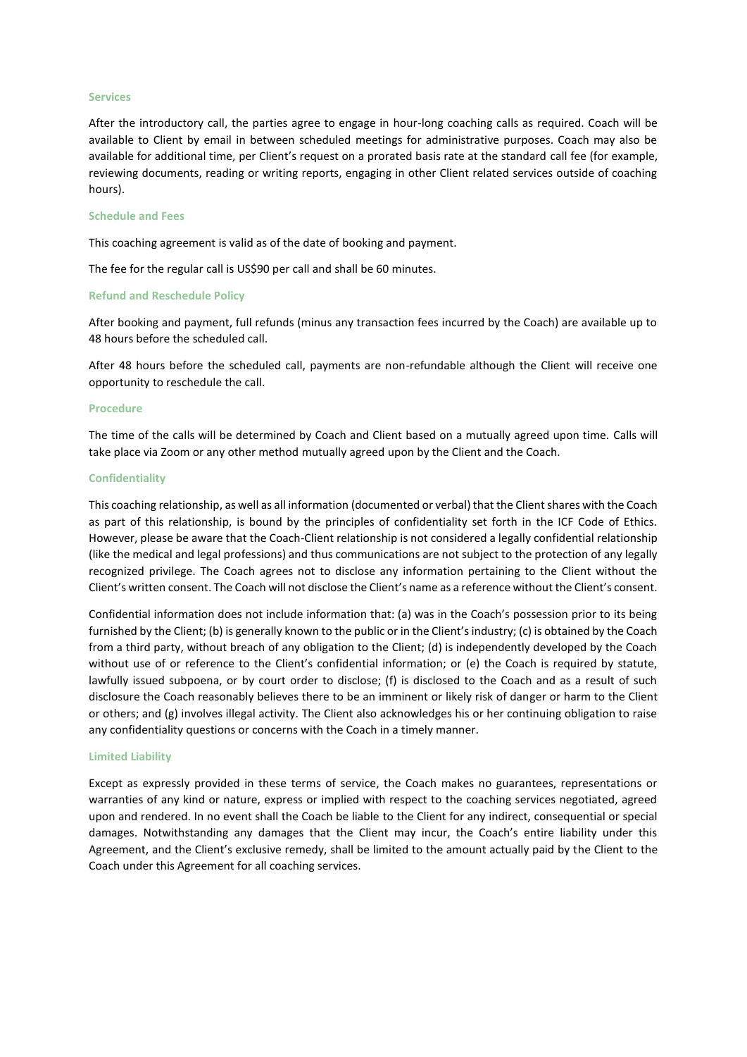### Services

After the introductory call, the parties agree to engage in hour-long coaching calls as required. Coach will be available to Client by email in between scheduled meetings for administrative purposes. Coach may also be available for additional time, per Client's request on a prorated basis rate at the standard call fee (for example, reviewing documents, reading or writing reports, engaging in other Client related services outside of coaching hours).

### Schedule and Fees

This coaching agreement is valid as of the date of booking and payment.

The fee for the regular call is US$90 per call and shall be 60 minutes.

### Refund and Reschedule Policy

After booking and payment, full refunds (minus any transaction fees incurred by the Coach) are available up to 48 hours before the scheduled call.

After 48 hours before the scheduled call, payments are non-refundable although the Client will receive one opportunity to reschedule the call.

### Procedure

The time of the calls will be determined by Coach and Client based on a mutually agreed upon time. Calls will take place via Zoom or any other method mutually agreed upon by the Client and the Coach.

### Confidentiality

This coaching relationship, as well as all information (documented or verbal) that the Client shares with the Coach as part of this relationship, is bound by the principles of confidentiality set forth in the ICF Code of Ethics. However, please be aware that the Coach-Client relationship is not considered a legally confidential relationship (like the medical and legal professions) and thus communications are not subject to the protection of any legally recognized privilege. The Coach agrees not to disclose any information pertaining to the Client without the Client's written consent. The Coach will not disclose the Client's name as a reference without the Client's consent.

Confidential information does not include information that: (a) was in the Coach's possession prior to its being furnished by the Client; (b) is generally known to the public or in the Client's industry; (c) is obtained by the Coach from a third party, without breach of any obligation to the Client; (d) is independently developed by the Coach without use of or reference to the Client's confidential information; or (e) the Coach is required by statute, lawfully issued subpoena, or by court order to disclose; (f) is disclosed to the Coach and as a result of such disclosure the Coach reasonably believes there to be an imminent or likely risk of danger or harm to the Client or others; and (g) involves illegal activity. The Client also acknowledges his or her continuing obligation to raise any confidentiality questions or concerns with the Coach in a timely manner.

### Limited Liability

Except as expressly provided in these terms of service, the Coach makes no guarantees, representations or warranties of any kind or nature, express or implied with respect to the coaching services negotiated, agreed upon and rendered. In no event shall the Coach be liable to the Client for any indirect, consequential or special damages. Notwithstanding any damages that the Client may incur, the Coach's entire liability under this Agreement, and the Client's exclusive remedy, shall be limited to the amount actually paid by the Client to the Coach under this Agreement for all coaching services.